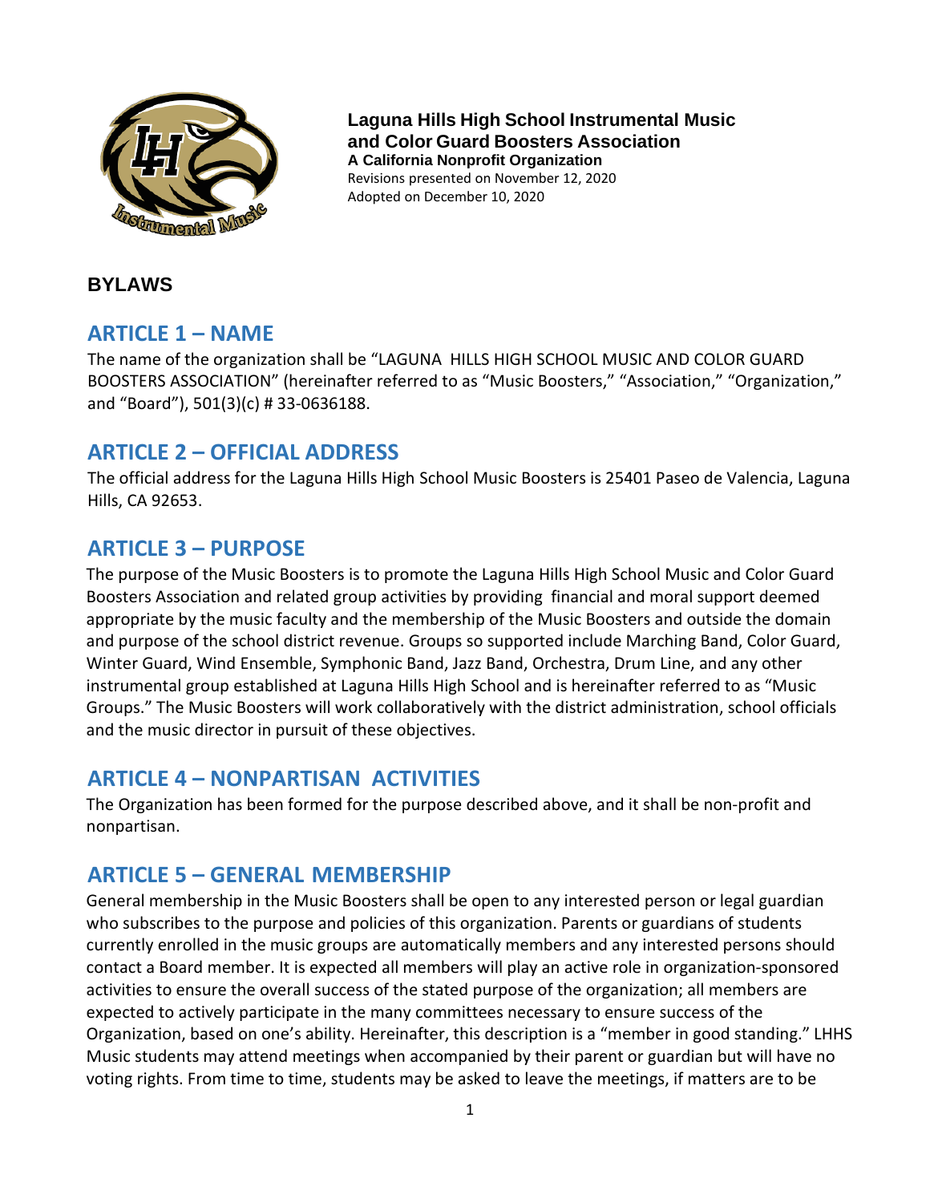**Laguna Hills High School Instrumental Music and Color Guard Boosters Association**
**A California Nonprofit Organization**
Revisions presented on November 12, 2020
Adopted on December 10, 2020

# BYLAWS

## ARTICLE 1 – NAME

The name of the organization shall be "LAGUNA HILLS HIGH SCHOOL MUSIC AND COLOR GUARD BOOSTERS ASSOCIATION" (hereinafter referred to as "Music Boosters," "Association," "Organization," and "Board"), 501(3)(c) # 33-0636188.

## ARTICLE 2 – OFFICIAL ADDRESS

The official address for the Laguna Hills High School Music Boosters is 25401 Paseo de Valencia, Laguna Hills, CA 92653.

## ARTICLE 3 – PURPOSE

The purpose of the Music Boosters is to promote the Laguna Hills High School Music and Color Guard Boosters Association and related group activities by providing financial and moral support deemed appropriate by the music faculty and the membership of the Music Boosters and outside the domain and purpose of the school district revenue. Groups so supported include Marching Band, Color Guard, Winter Guard, Wind Ensemble, Symphonic Band, Jazz Band, Orchestra, Drum Line, and any other instrumental group established at Laguna Hills High School and is hereinafter referred to as "Music Groups." The Music Boosters will work collaboratively with the district administration, school officials and the music director in pursuit of these objectives.

## ARTICLE 4 – NONPARTISAN ACTIVITIES

The Organization has been formed for the purpose described above, and it shall be non-profit and nonpartisan.

## ARTICLE 5 – GENERAL MEMBERSHIP

General membership in the Music Boosters shall be open to any interested person or legal guardian who subscribes to the purpose and policies of this organization. Parents or guardians of students currently enrolled in the music groups are automatically members and any interested persons should contact a Board member. It is expected all members will play an active role in organization-sponsored activities to ensure the overall success of the stated purpose of the organization; all members are expected to actively participate in the many committees necessary to ensure success of the Organization, based on one's ability. Hereinafter, this description is a "member in good standing." LHHS Music students may attend meetings when accompanied by their parent or guardian but will have no voting rights. From time to time, students may be asked to leave the meetings, if matters are to be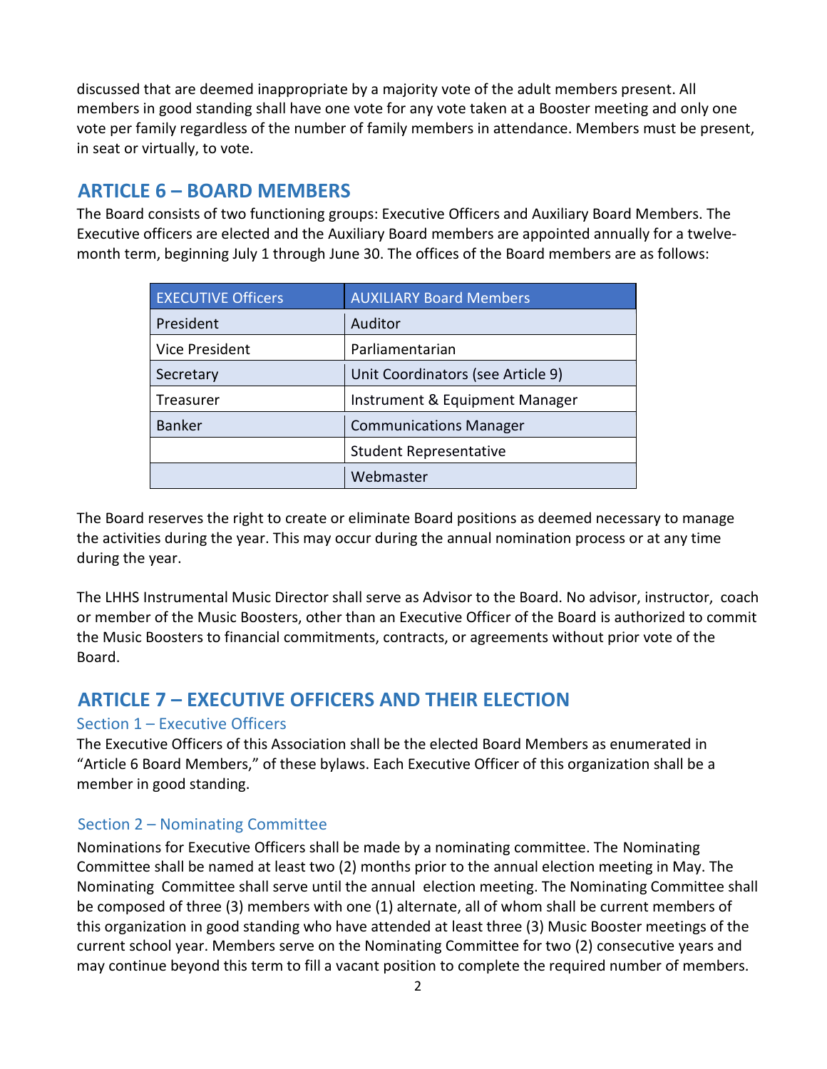discussed that are deemed inappropriate by a majority vote of the adult members present. All members in good standing shall have one vote for any vote taken at a Booster meeting and only one vote per family regardless of the number of family members in attendance. Members must be present, in seat or virtually, to vote.

## ARTICLE 6 – BOARD MEMBERS

The Board consists of two functioning groups: Executive Officers and Auxiliary Board Members. The Executive officers are elected and the Auxiliary Board members are appointed annually for a twelve-month term, beginning July 1 through June 30. The offices of the Board members are as follows:

| EXECUTIVE Officers | AUXILIARY Board Members |
|---|---|
| President | Auditor |
| Vice President | Parliamentarian |
| Secretary | Unit Coordinators (see Article 9) |
| Treasurer | Instrument & Equipment Manager |
| Banker | Communications Manager |
| | Student Representative |
| | Webmaster |

The Board reserves the right to create or eliminate Board positions as deemed necessary to manage the activities during the year. This may occur during the annual nomination process or at any time during the year.

The LHHS Instrumental Music Director shall serve as Advisor to the Board. No advisor, instructor, coach or member of the Music Boosters, other than an Executive Officer of the Board is authorized to commit the Music Boosters to financial commitments, contracts, or agreements without prior vote of the Board.

## ARTICLE 7 – EXECUTIVE OFFICERS AND THEIR ELECTION

### Section 1 – Executive Officers

The Executive Officers of this Association shall be the elected Board Members as enumerated in "Article 6 Board Members," of these bylaws. Each Executive Officer of this organization shall be a member in good standing.

### Section 2 – Nominating Committee

Nominations for Executive Officers shall be made by a nominating committee. The Nominating Committee shall be named at least two (2) months prior to the annual election meeting in May. The Nominating Committee shall serve until the annual election meeting. The Nominating Committee shall be composed of three (3) members with one (1) alternate, all of whom shall be current members of this organization in good standing who have attended at least three (3) Music Booster meetings of the current school year. Members serve on the Nominating Committee for two (2) consecutive years and may continue beyond this term to fill a vacant position to complete the required number of members.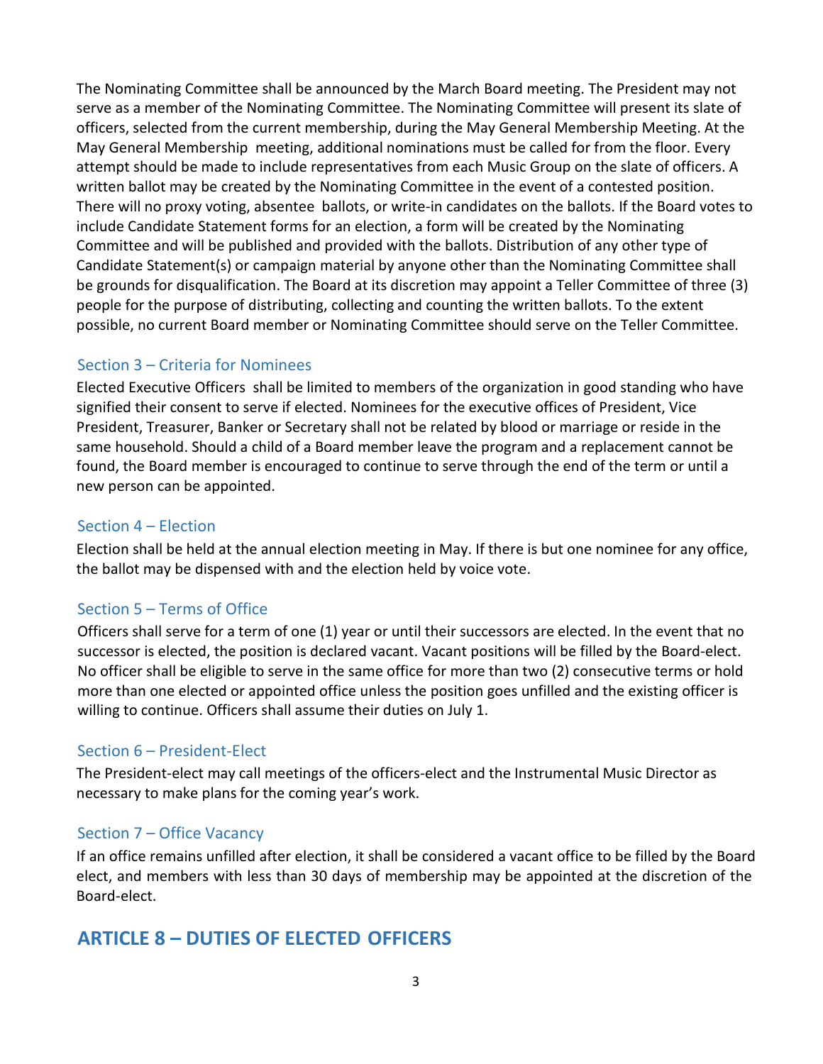The Nominating Committee shall be announced by the March Board meeting. The President may not serve as a member of the Nominating Committee. The Nominating Committee will present its slate of officers, selected from the current membership, during the May General Membership Meeting. At the May General Membership meeting, additional nominations must be called for from the floor. Every attempt should be made to include representatives from each Music Group on the slate of officers. A written ballot may be created by the Nominating Committee in the event of a contested position. There will no proxy voting, absentee ballots, or write-in candidates on the ballots. If the Board votes to include Candidate Statement forms for an election, a form will be created by the Nominating Committee and will be published and provided with the ballots. Distribution of any other type of Candidate Statement(s) or campaign material by anyone other than the Nominating Committee shall be grounds for disqualification. The Board at its discretion may appoint a Teller Committee of three (3) people for the purpose of distributing, collecting and counting the written ballots. To the extent possible, no current Board member or Nominating Committee should serve on the Teller Committee.

### Section 3 – Criteria for Nominees

Elected Executive Officers shall be limited to members of the organization in good standing who have signified their consent to serve if elected. Nominees for the executive offices of President, Vice President, Treasurer, Banker or Secretary shall not be related by blood or marriage or reside in the same household. Should a child of a Board member leave the program and a replacement cannot be found, the Board member is encouraged to continue to serve through the end of the term or until a new person can be appointed.

### Section 4 – Election

Election shall be held at the annual election meeting in May. If there is but one nominee for any office, the ballot may be dispensed with and the election held by voice vote.

### Section 5 – Terms of Office

Officers shall serve for a term of one (1) year or until their successors are elected. In the event that no successor is elected, the position is declared vacant. Vacant positions will be filled by the Board-elect. No officer shall be eligible to serve in the same office for more than two (2) consecutive terms or hold more than one elected or appointed office unless the position goes unfilled and the existing officer is willing to continue. Officers shall assume their duties on July 1.

### Section 6 – President-Elect

The President-elect may call meetings of the officers-elect and the Instrumental Music Director as necessary to make plans for the coming year's work.

### Section 7 – Office Vacancy

If an office remains unfilled after election, it shall be considered a vacant office to be filled by the Board elect, and members with less than 30 days of membership may be appointed at the discretion of the Board-elect.

## ARTICLE 8 – DUTIES OF ELECTED OFFICERS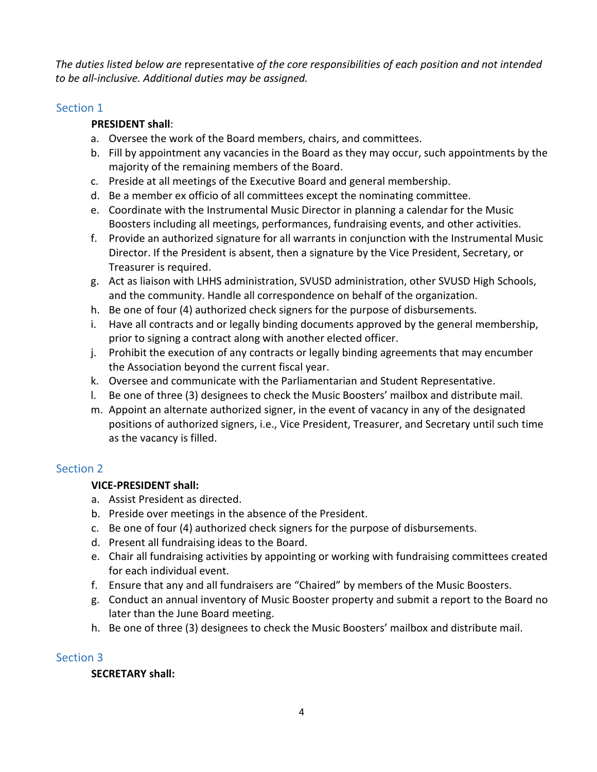*The duties listed below are* representative *of the core responsibilities of each position and not intended to be all-inclusive. Additional duties may be assigned.*

## Section 1

**PRESIDENT shall**:

a. Oversee the work of the Board members, chairs, and committees.
b. Fill by appointment any vacancies in the Board as they may occur, such appointments by the majority of the remaining members of the Board.
c. Preside at all meetings of the Executive Board and general membership.
d. Be a member ex officio of all committees except the nominating committee.
e. Coordinate with the Instrumental Music Director in planning a calendar for the Music Boosters including all meetings, performances, fundraising events, and other activities.
f. Provide an authorized signature for all warrants in conjunction with the Instrumental Music Director. If the President is absent, then a signature by the Vice President, Secretary, or Treasurer is required.
g. Act as liaison with LHHS administration, SVUSD administration, other SVUSD High Schools, and the community. Handle all correspondence on behalf of the organization.
h. Be one of four (4) authorized check signers for the purpose of disbursements.
i. Have all contracts and or legally binding documents approved by the general membership, prior to signing a contract along with another elected officer.
j. Prohibit the execution of any contracts or legally binding agreements that may encumber the Association beyond the current fiscal year.
k. Oversee and communicate with the Parliamentarian and Student Representative.
l. Be one of three (3) designees to check the Music Boosters' mailbox and distribute mail.
m. Appoint an alternate authorized signer, in the event of vacancy in any of the designated positions of authorized signers, i.e., Vice President, Treasurer, and Secretary until such time as the vacancy is filled.

## Section 2

**VICE-PRESIDENT shall:**

a. Assist President as directed.
b. Preside over meetings in the absence of the President.
c. Be one of four (4) authorized check signers for the purpose of disbursements.
d. Present all fundraising ideas to the Board.
e. Chair all fundraising activities by appointing or working with fundraising committees created for each individual event.
f. Ensure that any and all fundraisers are "Chaired" by members of the Music Boosters.
g. Conduct an annual inventory of Music Booster property and submit a report to the Board no later than the June Board meeting.
h. Be one of three (3) designees to check the Music Boosters' mailbox and distribute mail.

## Section 3

**SECRETARY shall:**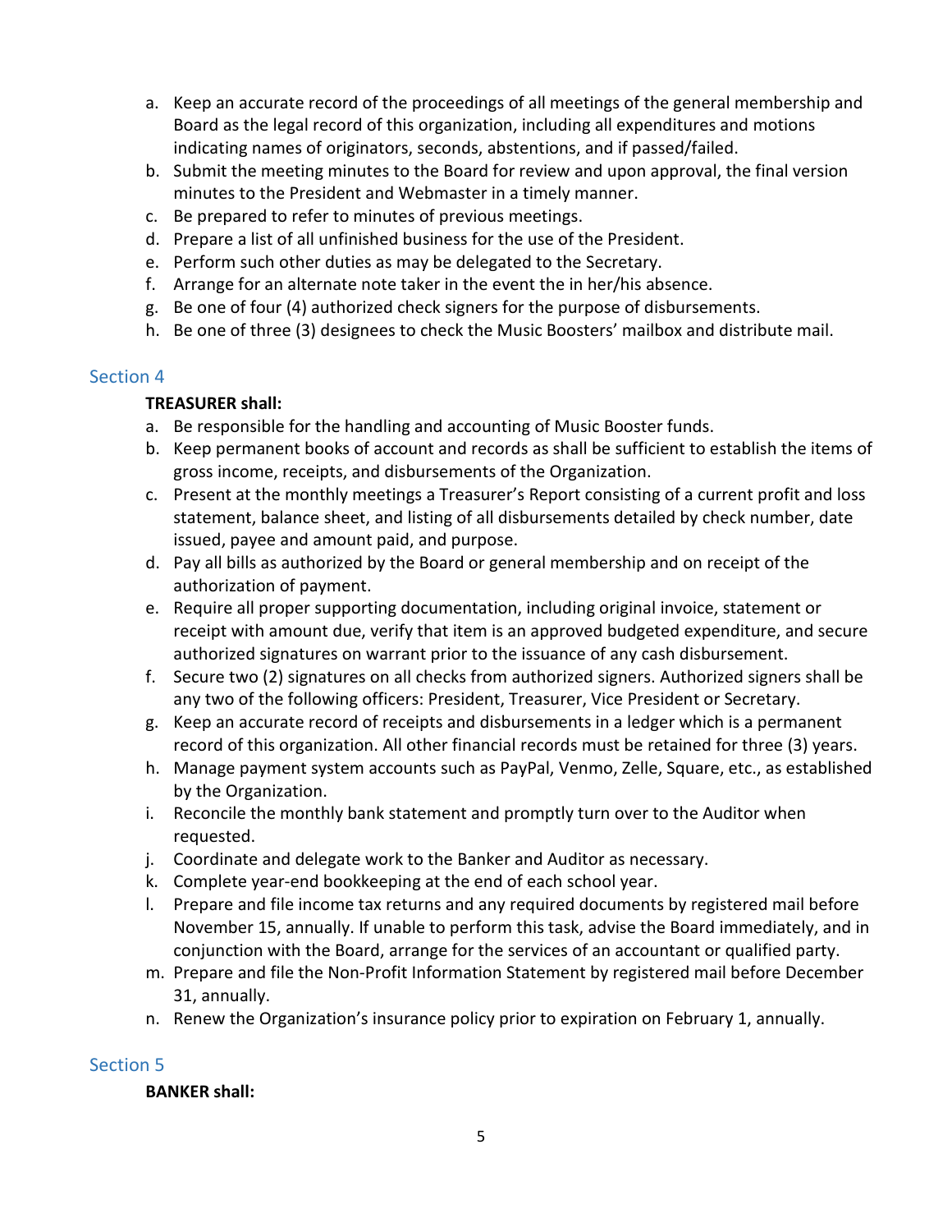a. Keep an accurate record of the proceedings of all meetings of the general membership and Board as the legal record of this organization, including all expenditures and motions indicating names of originators, seconds, abstentions, and if passed/failed.
b. Submit the meeting minutes to the Board for review and upon approval, the final version minutes to the President and Webmaster in a timely manner.
c. Be prepared to refer to minutes of previous meetings.
d. Prepare a list of all unfinished business for the use of the President.
e. Perform such other duties as may be delegated to the Secretary.
f. Arrange for an alternate note taker in the event the in her/his absence.
g. Be one of four (4) authorized check signers for the purpose of disbursements.
h. Be one of three (3) designees to check the Music Boosters' mailbox and distribute mail.

## Section 4

**TREASURER shall:**

a. Be responsible for the handling and accounting of Music Booster funds.
b. Keep permanent books of account and records as shall be sufficient to establish the items of gross income, receipts, and disbursements of the Organization.
c. Present at the monthly meetings a Treasurer's Report consisting of a current profit and loss statement, balance sheet, and listing of all disbursements detailed by check number, date issued, payee and amount paid, and purpose.
d. Pay all bills as authorized by the Board or general membership and on receipt of the authorization of payment.
e. Require all proper supporting documentation, including original invoice, statement or receipt with amount due, verify that item is an approved budgeted expenditure, and secure authorized signatures on warrant prior to the issuance of any cash disbursement.
f. Secure two (2) signatures on all checks from authorized signers. Authorized signers shall be any two of the following officers: President, Treasurer, Vice President or Secretary.
g. Keep an accurate record of receipts and disbursements in a ledger which is a permanent record of this organization. All other financial records must be retained for three (3) years.
h. Manage payment system accounts such as PayPal, Venmo, Zelle, Square, etc., as established by the Organization.
i. Reconcile the monthly bank statement and promptly turn over to the Auditor when requested.
j. Coordinate and delegate work to the Banker and Auditor as necessary.
k. Complete year-end bookkeeping at the end of each school year.
l. Prepare and file income tax returns and any required documents by registered mail before November 15, annually. If unable to perform this task, advise the Board immediately, and in conjunction with the Board, arrange for the services of an accountant or qualified party.
m. Prepare and file the Non-Profit Information Statement by registered mail before December 31, annually.
n. Renew the Organization's insurance policy prior to expiration on February 1, annually.

## Section 5

**BANKER shall:**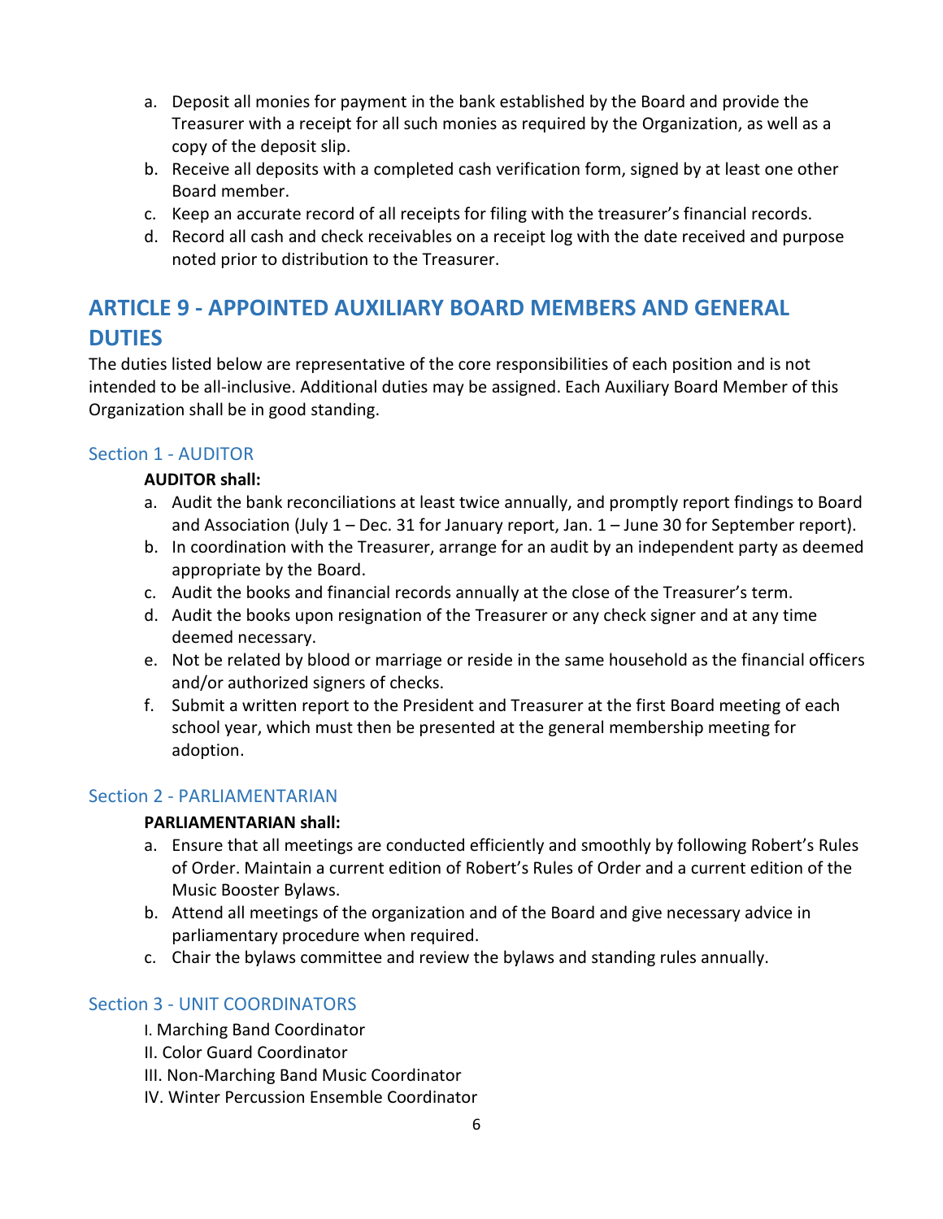a. Deposit all monies for payment in the bank established by the Board and provide the Treasurer with a receipt for all such monies as required by the Organization, as well as a copy of the deposit slip.
b. Receive all deposits with a completed cash verification form, signed by at least one other Board member.
c. Keep an accurate record of all receipts for filing with the treasurer's financial records.
d. Record all cash and check receivables on a receipt log with the date received and purpose noted prior to distribution to the Treasurer.

## ARTICLE 9 - APPOINTED AUXILIARY BOARD MEMBERS AND GENERAL DUTIES

The duties listed below are representative of the core responsibilities of each position and is not intended to be all-inclusive. Additional duties may be assigned. Each Auxiliary Board Member of this Organization shall be in good standing.

### Section 1 - AUDITOR

**AUDITOR shall:**

a. Audit the bank reconciliations at least twice annually, and promptly report findings to Board and Association (July 1 – Dec. 31 for January report, Jan. 1 – June 30 for September report).
b. In coordination with the Treasurer, arrange for an audit by an independent party as deemed appropriate by the Board.
c. Audit the books and financial records annually at the close of the Treasurer's term.
d. Audit the books upon resignation of the Treasurer or any check signer and at any time deemed necessary.
e. Not be related by blood or marriage or reside in the same household as the financial officers and/or authorized signers of checks.
f. Submit a written report to the President and Treasurer at the first Board meeting of each school year, which must then be presented at the general membership meeting for adoption.

### Section 2 - PARLIAMENTARIAN

**PARLIAMENTARIAN shall:**

a. Ensure that all meetings are conducted efficiently and smoothly by following Robert's Rules of Order. Maintain a current edition of Robert's Rules of Order and a current edition of the Music Booster Bylaws.
b. Attend all meetings of the organization and of the Board and give necessary advice in parliamentary procedure when required.
c. Chair the bylaws committee and review the bylaws and standing rules annually.

### Section 3 - UNIT COORDINATORS

I. Marching Band Coordinator
II. Color Guard Coordinator
III. Non-Marching Band Music Coordinator
IV. Winter Percussion Ensemble Coordinator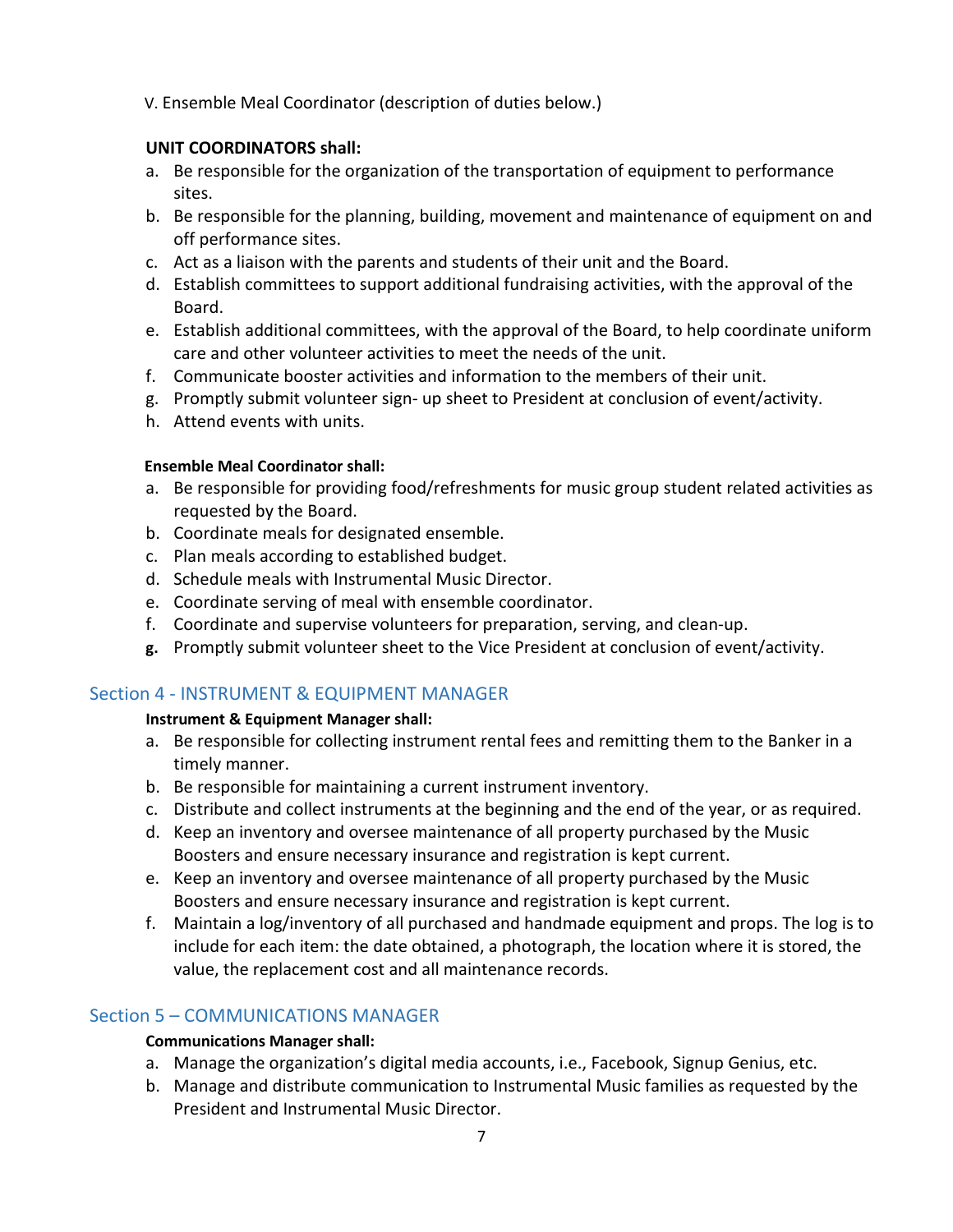V. Ensemble Meal Coordinator (description of duties below.)

**UNIT COORDINATORS shall:**

a. Be responsible for the organization of the transportation of equipment to performance sites.
b. Be responsible for the planning, building, movement and maintenance of equipment on and off performance sites.
c. Act as a liaison with the parents and students of their unit and the Board.
d. Establish committees to support additional fundraising activities, with the approval of the Board.
e. Establish additional committees, with the approval of the Board, to help coordinate uniform care and other volunteer activities to meet the needs of the unit.
f. Communicate booster activities and information to the members of their unit.
g. Promptly submit volunteer sign- up sheet to President at conclusion of event/activity.
h. Attend events with units.

**Ensemble Meal Coordinator shall:**

a. Be responsible for providing food/refreshments for music group student related activities as requested by the Board.
b. Coordinate meals for designated ensemble.
c. Plan meals according to established budget.
d. Schedule meals with Instrumental Music Director.
e. Coordinate serving of meal with ensemble coordinator.
f. Coordinate and supervise volunteers for preparation, serving, and clean-up.
**g.** Promptly submit volunteer sheet to the Vice President at conclusion of event/activity.

## Section 4 - INSTRUMENT & EQUIPMENT MANAGER

**Instrument & Equipment Manager shall:**

a. Be responsible for collecting instrument rental fees and remitting them to the Banker in a timely manner.
b. Be responsible for maintaining a current instrument inventory.
c. Distribute and collect instruments at the beginning and the end of the year, or as required.
d. Keep an inventory and oversee maintenance of all property purchased by the Music Boosters and ensure necessary insurance and registration is kept current.
e. Keep an inventory and oversee maintenance of all property purchased by the Music Boosters and ensure necessary insurance and registration is kept current.
f. Maintain a log/inventory of all purchased and handmade equipment and props. The log is to include for each item: the date obtained, a photograph, the location where it is stored, the value, the replacement cost and all maintenance records.

## Section 5 – COMMUNICATIONS MANAGER

**Communications Manager shall:**

a. Manage the organization's digital media accounts, i.e., Facebook, Signup Genius, etc.
b. Manage and distribute communication to Instrumental Music families as requested by the President and Instrumental Music Director.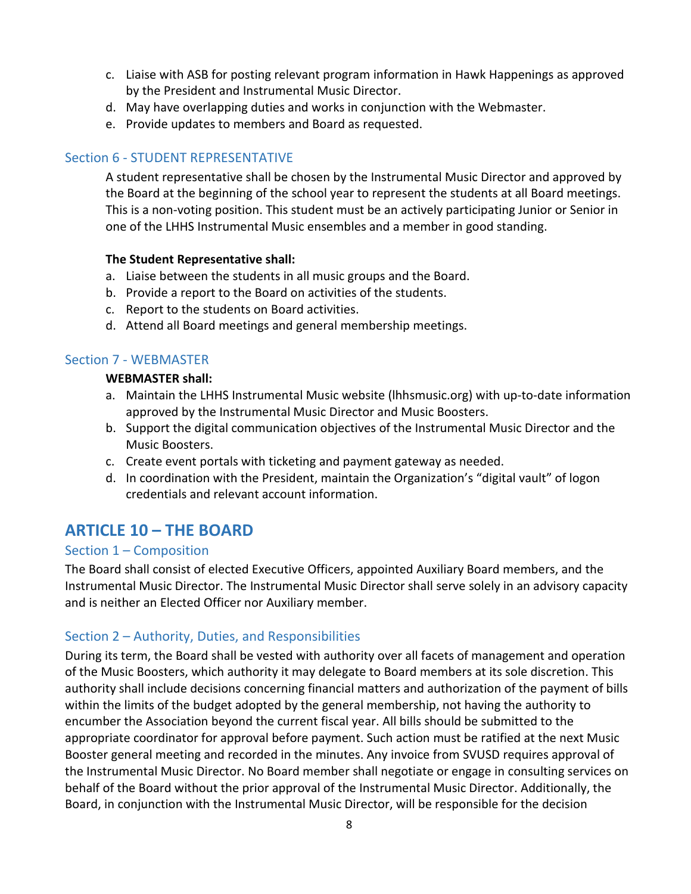c. Liaise with ASB for posting relevant program information in Hawk Happenings as approved by the President and Instrumental Music Director.
d. May have overlapping duties and works in conjunction with the Webmaster.
e. Provide updates to members and Board as requested.

### Section 6 - STUDENT REPRESENTATIVE

A student representative shall be chosen by the Instrumental Music Director and approved by the Board at the beginning of the school year to represent the students at all Board meetings. This is a non-voting position. This student must be an actively participating Junior or Senior in one of the LHHS Instrumental Music ensembles and a member in good standing.

**The Student Representative shall:**

a. Liaise between the students in all music groups and the Board.
b. Provide a report to the Board on activities of the students.
c. Report to the students on Board activities.
d. Attend all Board meetings and general membership meetings.

### Section 7 - WEBMASTER

**WEBMASTER shall:**

a. Maintain the LHHS Instrumental Music website (lhhsmusic.org) with up-to-date information approved by the Instrumental Music Director and Music Boosters.
b. Support the digital communication objectives of the Instrumental Music Director and the Music Boosters.
c. Create event portals with ticketing and payment gateway as needed.
d. In coordination with the President, maintain the Organization's "digital vault" of logon credentials and relevant account information.

## ARTICLE 10 – THE BOARD

### Section 1 – Composition

The Board shall consist of elected Executive Officers, appointed Auxiliary Board members, and the Instrumental Music Director. The Instrumental Music Director shall serve solely in an advisory capacity and is neither an Elected Officer nor Auxiliary member.

### Section 2 – Authority, Duties, and Responsibilities

During its term, the Board shall be vested with authority over all facets of management and operation of the Music Boosters, which authority it may delegate to Board members at its sole discretion. This authority shall include decisions concerning financial matters and authorization of the payment of bills within the limits of the budget adopted by the general membership, not having the authority to encumber the Association beyond the current fiscal year. All bills should be submitted to the appropriate coordinator for approval before payment. Such action must be ratified at the next Music Booster general meeting and recorded in the minutes. Any invoice from SVUSD requires approval of the Instrumental Music Director. No Board member shall negotiate or engage in consulting services on behalf of the Board without the prior approval of the Instrumental Music Director. Additionally, the Board, in conjunction with the Instrumental Music Director, will be responsible for the decision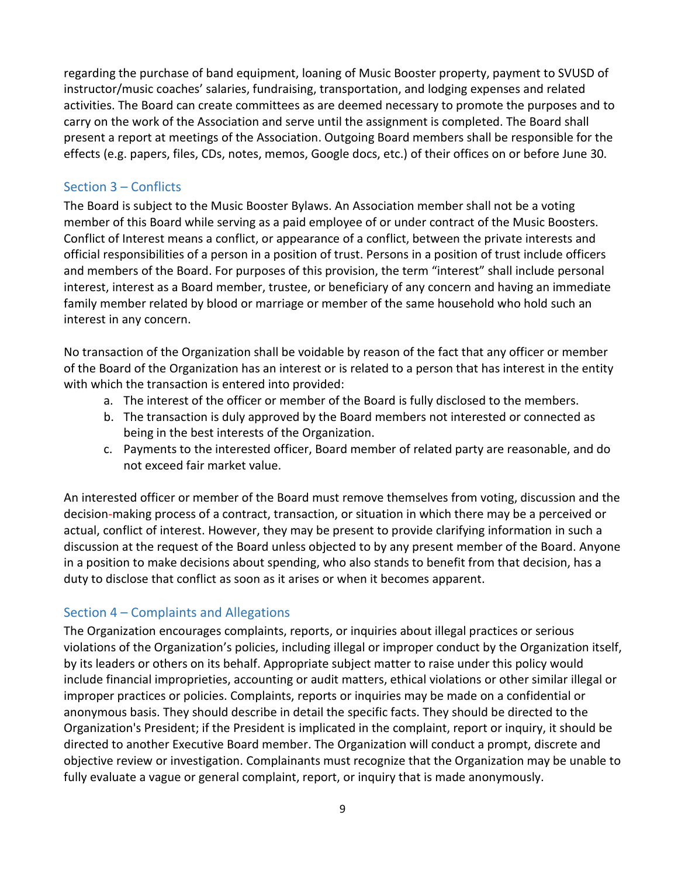regarding the purchase of band equipment, loaning of Music Booster property, payment to SVUSD of instructor/music coaches' salaries, fundraising, transportation, and lodging expenses and related activities. The Board can create committees as are deemed necessary to promote the purposes and to carry on the work of the Association and serve until the assignment is completed. The Board shall present a report at meetings of the Association. Outgoing Board members shall be responsible for the effects (e.g. papers, files, CDs, notes, memos, Google docs, etc.) of their offices on or before June 30.

### Section 3 – Conflicts

The Board is subject to the Music Booster Bylaws. An Association member shall not be a voting member of this Board while serving as a paid employee of or under contract of the Music Boosters. Conflict of Interest means a conflict, or appearance of a conflict, between the private interests and official responsibilities of a person in a position of trust. Persons in a position of trust include officers and members of the Board. For purposes of this provision, the term "interest" shall include personal interest, interest as a Board member, trustee, or beneficiary of any concern and having an immediate family member related by blood or marriage or member of the same household who hold such an interest in any concern.

No transaction of the Organization shall be voidable by reason of the fact that any officer or member of the Board of the Organization has an interest or is related to a person that has interest in the entity with which the transaction is entered into provided:

a. The interest of the officer or member of the Board is fully disclosed to the members.
b. The transaction is duly approved by the Board members not interested or connected as being in the best interests of the Organization.
c. Payments to the interested officer, Board member of related party are reasonable, and do not exceed fair market value.

An interested officer or member of the Board must remove themselves from voting, discussion and the decision-making process of a contract, transaction, or situation in which there may be a perceived or actual, conflict of interest. However, they may be present to provide clarifying information in such a discussion at the request of the Board unless objected to by any present member of the Board. Anyone in a position to make decisions about spending, who also stands to benefit from that decision, has a duty to disclose that conflict as soon as it arises or when it becomes apparent.

### Section 4 – Complaints and Allegations

The Organization encourages complaints, reports, or inquiries about illegal practices or serious violations of the Organization's policies, including illegal or improper conduct by the Organization itself, by its leaders or others on its behalf. Appropriate subject matter to raise under this policy would include financial improprieties, accounting or audit matters, ethical violations or other similar illegal or improper practices or policies. Complaints, reports or inquiries may be made on a confidential or anonymous basis. They should describe in detail the specific facts. They should be directed to the Organization's President; if the President is implicated in the complaint, report or inquiry, it should be directed to another Executive Board member. The Organization will conduct a prompt, discrete and objective review or investigation. Complainants must recognize that the Organization may be unable to fully evaluate a vague or general complaint, report, or inquiry that is made anonymously.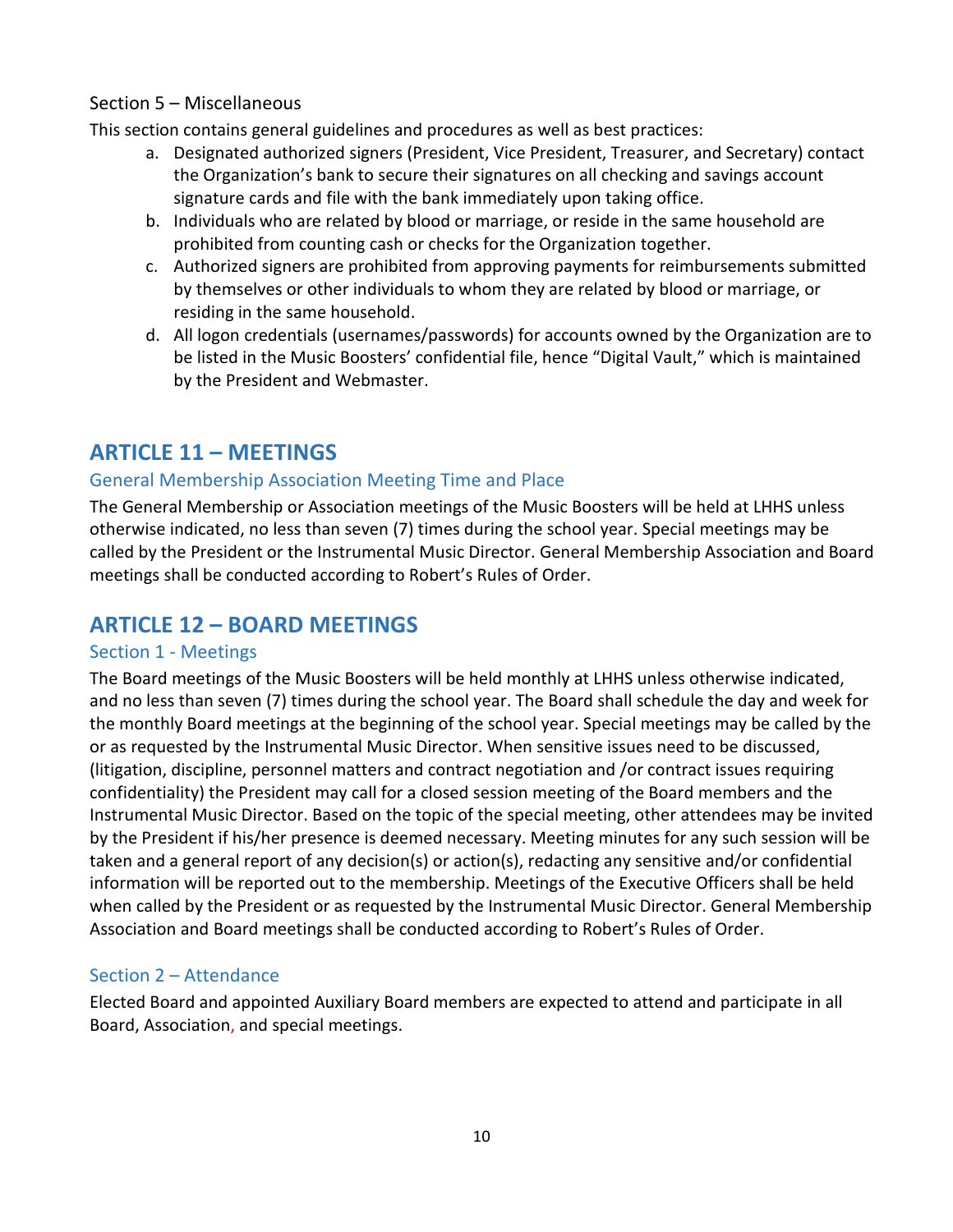Section 5 – Miscellaneous

This section contains general guidelines and procedures as well as best practices:

a. Designated authorized signers (President, Vice President, Treasurer, and Secretary) contact the Organization's bank to secure their signatures on all checking and savings account signature cards and file with the bank immediately upon taking office.
b. Individuals who are related by blood or marriage, or reside in the same household are prohibited from counting cash or checks for the Organization together.
c. Authorized signers are prohibited from approving payments for reimbursements submitted by themselves or other individuals to whom they are related by blood or marriage, or residing in the same household.
d. All logon credentials (usernames/passwords) for accounts owned by the Organization are to be listed in the Music Boosters' confidential file, hence "Digital Vault," which is maintained by the President and Webmaster.

## ARTICLE 11 – MEETINGS

### General Membership Association Meeting Time and Place

The General Membership or Association meetings of the Music Boosters will be held at LHHS unless otherwise indicated, no less than seven (7) times during the school year. Special meetings may be called by the President or the Instrumental Music Director. General Membership Association and Board meetings shall be conducted according to Robert's Rules of Order.

## ARTICLE 12 – BOARD MEETINGS

### Section 1 - Meetings

The Board meetings of the Music Boosters will be held monthly at LHHS unless otherwise indicated, and no less than seven (7) times during the school year. The Board shall schedule the day and week for the monthly Board meetings at the beginning of the school year. Special meetings may be called by the or as requested by the Instrumental Music Director. When sensitive issues need to be discussed, (litigation, discipline, personnel matters and contract negotiation and /or contract issues requiring confidentiality) the President may call for a closed session meeting of the Board members and the Instrumental Music Director. Based on the topic of the special meeting, other attendees may be invited by the President if his/her presence is deemed necessary. Meeting minutes for any such session will be taken and a general report of any decision(s) or action(s), redacting any sensitive and/or confidential information will be reported out to the membership. Meetings of the Executive Officers shall be held when called by the President or as requested by the Instrumental Music Director. General Membership Association and Board meetings shall be conducted according to Robert's Rules of Order.

### Section 2 – Attendance

Elected Board and appointed Auxiliary Board members are expected to attend and participate in all Board, Association, and special meetings.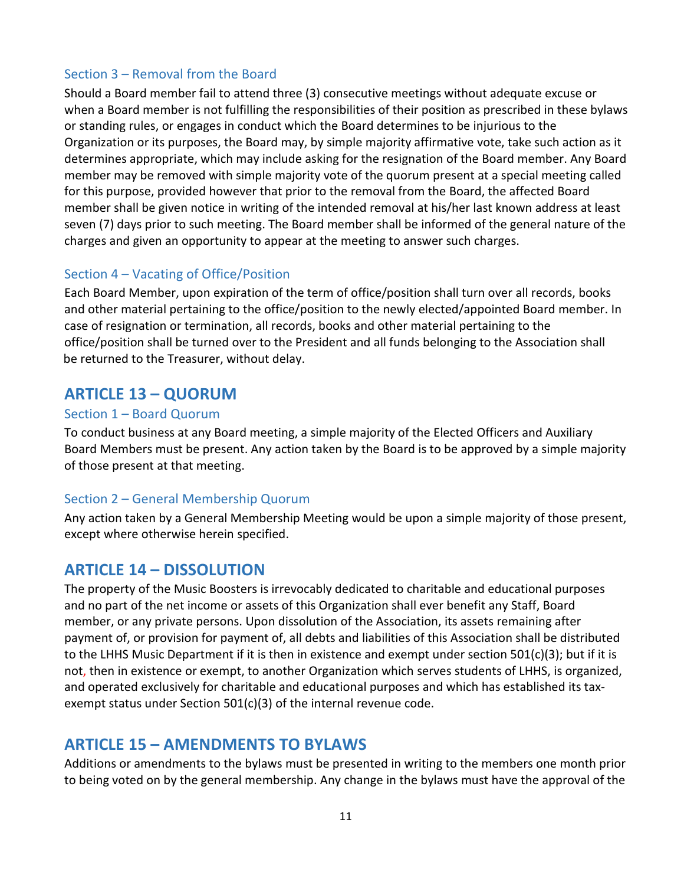### Section 3 – Removal from the Board

Should a Board member fail to attend three (3) consecutive meetings without adequate excuse or when a Board member is not fulfilling the responsibilities of their position as prescribed in these bylaws or standing rules, or engages in conduct which the Board determines to be injurious to the Organization or its purposes, the Board may, by simple majority affirmative vote, take such action as it determines appropriate, which may include asking for the resignation of the Board member. Any Board member may be removed with simple majority vote of the quorum present at a special meeting called for this purpose, provided however that prior to the removal from the Board, the affected Board member shall be given notice in writing of the intended removal at his/her last known address at least seven (7) days prior to such meeting. The Board member shall be informed of the general nature of the charges and given an opportunity to appear at the meeting to answer such charges.

### Section 4 – Vacating of Office/Position

Each Board Member, upon expiration of the term of office/position shall turn over all records, books and other material pertaining to the office/position to the newly elected/appointed Board member. In case of resignation or termination, all records, books and other material pertaining to the office/position shall be turned over to the President and all funds belonging to the Association shall be returned to the Treasurer, without delay.

## ARTICLE 13 – QUORUM

### Section 1 – Board Quorum

To conduct business at any Board meeting, a simple majority of the Elected Officers and Auxiliary Board Members must be present. Any action taken by the Board is to be approved by a simple majority of those present at that meeting.

### Section 2 – General Membership Quorum

Any action taken by a General Membership Meeting would be upon a simple majority of those present, except where otherwise herein specified.

## ARTICLE 14 – DISSOLUTION

The property of the Music Boosters is irrevocably dedicated to charitable and educational purposes and no part of the net income or assets of this Organization shall ever benefit any Staff, Board member, or any private persons. Upon dissolution of the Association, its assets remaining after payment of, or provision for payment of, all debts and liabilities of this Association shall be distributed to the LHHS Music Department if it is then in existence and exempt under section 501(c)(3); but if it is not, then in existence or exempt, to another Organization which serves students of LHHS, is organized, and operated exclusively for charitable and educational purposes and which has established its tax-exempt status under Section 501(c)(3) of the internal revenue code.

## ARTICLE 15 – AMENDMENTS TO BYLAWS

Additions or amendments to the bylaws must be presented in writing to the members one month prior to being voted on by the general membership. Any change in the bylaws must have the approval of the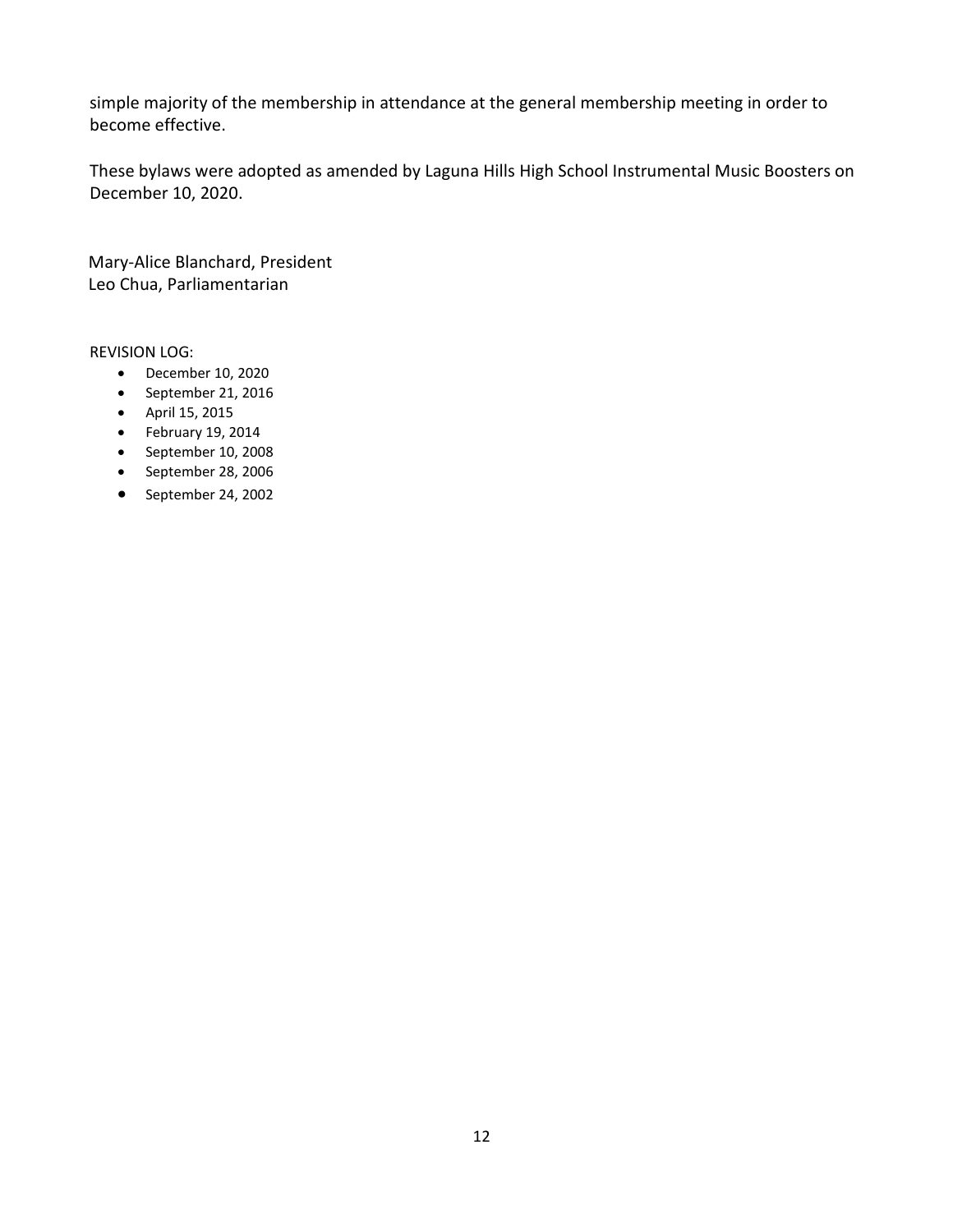simple majority of the membership in attendance at the general membership meeting in order to become effective.

These bylaws were adopted as amended by Laguna Hills High School Instrumental Music Boosters on December 10, 2020.

Mary-Alice Blanchard, President
Leo Chua, Parliamentarian

REVISION LOG:

- December 10, 2020
- September 21, 2016
- April 15, 2015
- February 19, 2014
- September 10, 2008
- September 28, 2006
- September 24, 2002